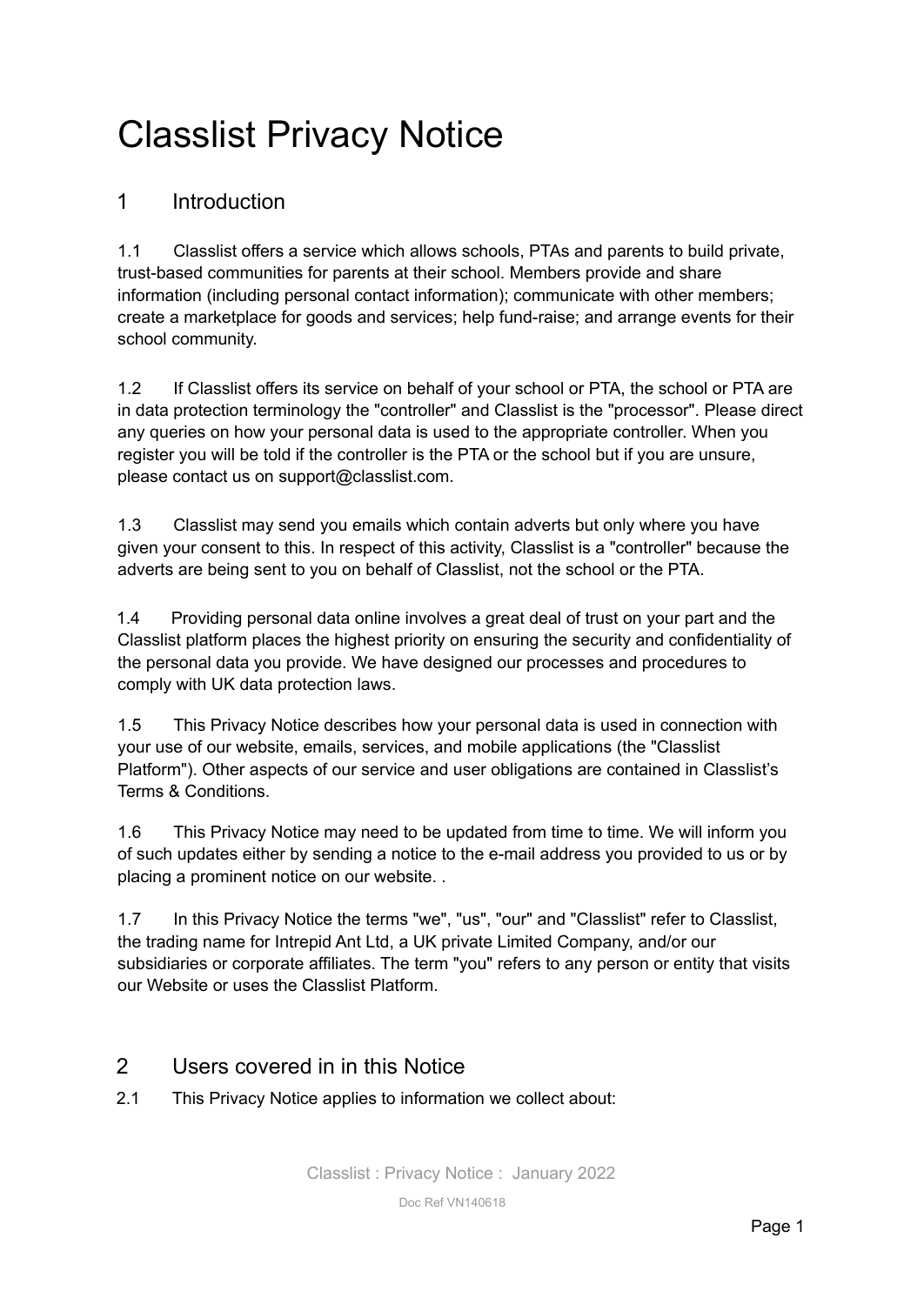# Classlist Privacy Notice

## 1 Introduction

1.1 Classlist offers a service which allows schools, PTAs and parents to build private, trust-based communities for parents at their school. Members provide and share information (including personal contact information); communicate with other members; create a marketplace for goods and services; help fund-raise; and arrange events for their school community.

1.2 If Classlist offers its service on behalf of your school or PTA, the school or PTA are in data protection terminology the "controller" and Classlist is the "processor". Please direct any queries on how your personal data is used to the appropriate controller. When you register you will be told if the controller is the PTA or the school but if you are unsure, please contact us on support@classlist.com.

1.3 Classlist may send you emails which contain adverts but only where you have given your consent to this. In respect of this activity, Classlist is a "controller" because the adverts are being sent to you on behalf of Classlist, not the school or the PTA.

1.4 Providing personal data online involves a great deal of trust on your part and the Classlist platform places the highest priority on ensuring the security and confidentiality of the personal data you provide. We have designed our processes and procedures to comply with UK data protection laws.

1.5 This Privacy Notice describes how your personal data is used in connection with your use of our website, emails, services, and mobile applications (the "Classlist Platform"). Other aspects of our service and user obligations are contained in Classlist's Terms & Conditions.

1.6 This Privacy Notice may need to be updated from time to time. We will inform you of such updates either by sending a notice to the e-mail address you provided to us or by placing a prominent notice on our website. .

1.7 In this Privacy Notice the terms "we", "us", "our" and "Classlist" refer to Classlist, the trading name for Intrepid Ant Ltd, a UK private Limited Company, and/or our subsidiaries or corporate affiliates. The term "you" refers to any person or entity that visits our Website or uses the Classlist Platform.

## 2 Users covered in in this Notice

2.1 This Privacy Notice applies to information we collect about: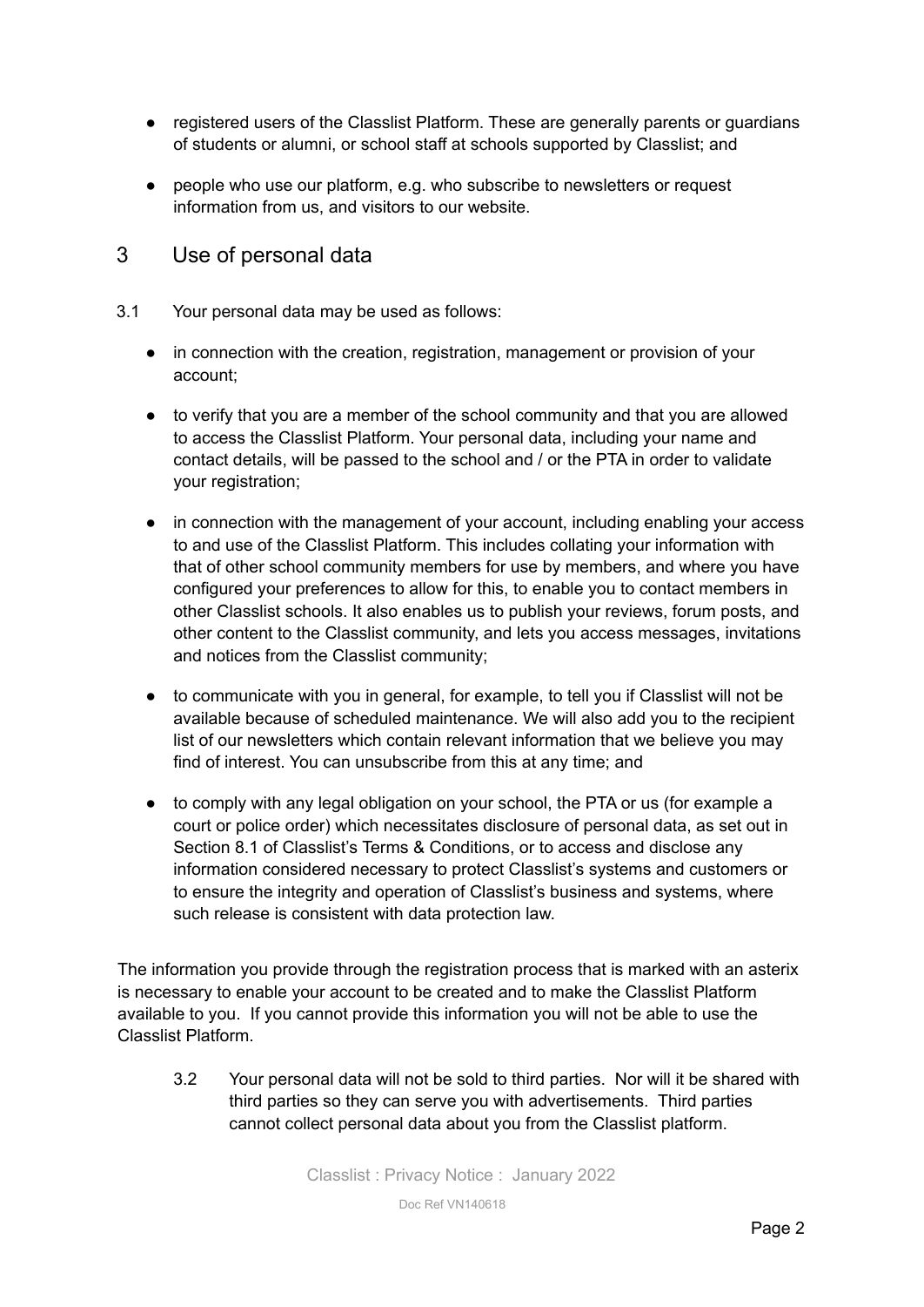- registered users of the Classlist Platform. These are generally parents or guardians of students or alumni, or school staff at schools supported by Classlist; and
- people who use our platform, e.g. who subscribe to newsletters or request information from us, and visitors to our website.

## 3 Use of personal data

3.1 Your personal data may be used as follows:

- in connection with the creation, registration, management or provision of your account;
- to verify that you are a member of the school community and that you are allowed to access the Classlist Platform. Your personal data, including your name and contact details, will be passed to the school and / or the PTA in order to validate your registration;
- in connection with the management of your account, including enabling your access to and use of the Classlist Platform. This includes collating your information with that of other school community members for use by members, and where you have configured your preferences to allow for this, to enable you to contact members in other Classlist schools. It also enables us to publish your reviews, forum posts, and other content to the Classlist community, and lets you access messages, invitations and notices from the Classlist community;
- to communicate with you in general, for example, to tell you if Classlist will not be available because of scheduled maintenance. We will also add you to the recipient list of our newsletters which contain relevant information that we believe you may find of interest. You can unsubscribe from this at any time; and
- to comply with any legal obligation on your school, the PTA or us (for example a court or police order) which necessitates disclosure of personal data, as set out in Section 8.1 of Classlist's Terms & Conditions, or to access and disclose any information considered necessary to protect Classlist's systems and customers or to ensure the integrity and operation of Classlist's business and systems, where such release is consistent with data protection law.

The information you provide through the registration process that is marked with an asterix is necessary to enable your account to be created and to make the Classlist Platform available to you. If you cannot provide this information you will not be able to use the Classlist Platform.

3.2 Your personal data will not be sold to third parties. Nor will it be shared with third parties so they can serve you with advertisements. Third parties cannot collect personal data about you from the Classlist platform.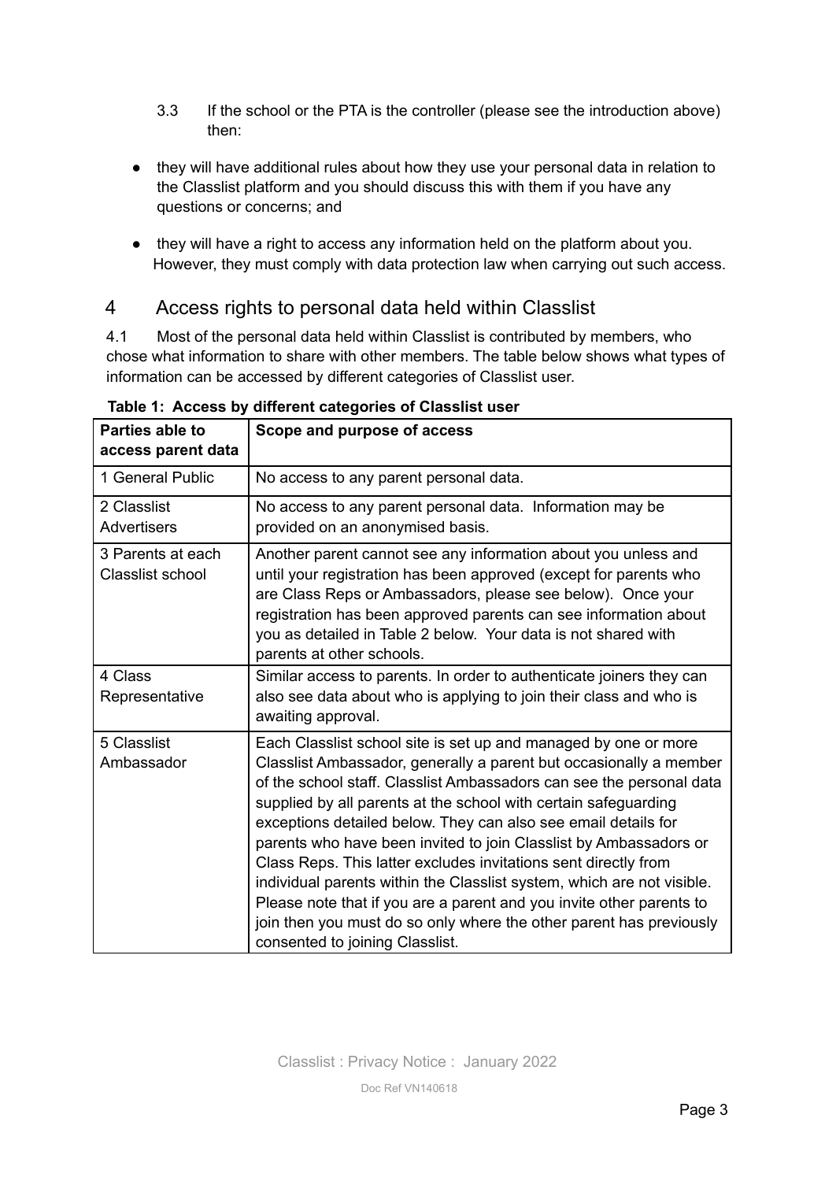3.3 If the school or the PTA is the controller (please see the introduction above) then:

- they will have additional rules about how they use your personal data in relation to the Classlist platform and you should discuss this with them if you have any questions or concerns; and
- they will have a right to access any information held on the platform about you. However, they must comply with data protection law when carrying out such access.

## 4 Access rights to personal data held within Classlist

4.1 Most of the personal data held within Classlist is contributed by members, who chose what information to share with other members. The table below shows what types of information can be accessed by different categories of Classlist user.

**Table 1: Access by different categories of Classlist user**

| Parties able to access parent data | Scope and purpose of access |
|---|---|
| 1 General Public | No access to any parent personal data. |
| 2 Classlist Advertisers | No access to any parent personal data. Information may be provided on an anonymised basis. |
| 3 Parents at each Classlist school | Another parent cannot see any information about you unless and until your registration has been approved (except for parents who are Class Reps or Ambassadors, please see below). Once your registration has been approved parents can see information about you as detailed in Table 2 below. Your data is not shared with parents at other schools. |
| 4 Class Representative | Similar access to parents. In order to authenticate joiners they can also see data about who is applying to join their class and who is awaiting approval. |
| 5 Classlist Ambassador | Each Classlist school site is set up and managed by one or more Classlist Ambassador, generally a parent but occasionally a member of the school staff. Classlist Ambassadors can see the personal data supplied by all parents at the school with certain safeguarding exceptions detailed below. They can also see email details for parents who have been invited to join Classlist by Ambassadors or Class Reps. This latter excludes invitations sent directly from individual parents within the Classlist system, which are not visible. Please note that if you are a parent and you invite other parents to join then you must do so only where the other parent has previously consented to joining Classlist. |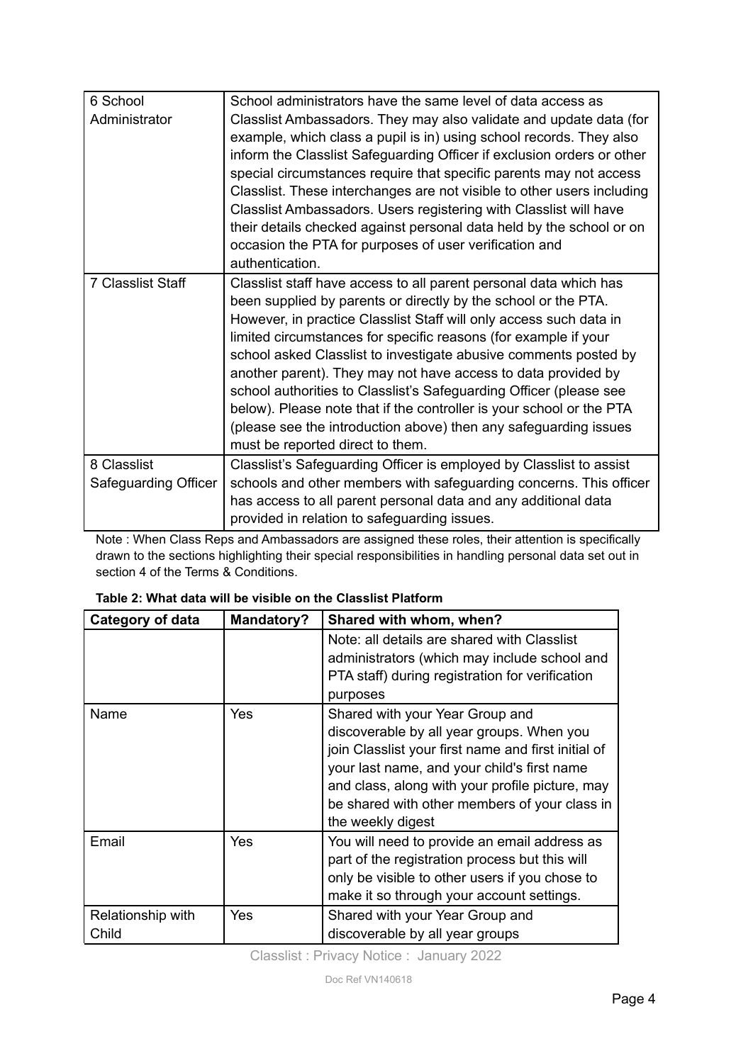| | |
|---|---|
| 6 School Administrator | School administrators have the same level of data access as Classlist Ambassadors. They may also validate and update data (for example, which class a pupil is in) using school records. They also inform the Classlist Safeguarding Officer if exclusion orders or other special circumstances require that specific parents may not access Classlist. These interchanges are not visible to other users including Classlist Ambassadors. Users registering with Classlist will have their details checked against personal data held by the school or on occasion the PTA for purposes of user verification and authentication. |
| 7 Classlist Staff | Classlist staff have access to all parent personal data which has been supplied by parents or directly by the school or the PTA. However, in practice Classlist Staff will only access such data in limited circumstances for specific reasons (for example if your school asked Classlist to investigate abusive comments posted by another parent). They may not have access to data provided by school authorities to Classlist's Safeguarding Officer (please see below). Please note that if the controller is your school or the PTA (please see the introduction above) then any safeguarding issues must be reported direct to them. |
| 8 Classlist Safeguarding Officer | Classlist's Safeguarding Officer is employed by Classlist to assist schools and other members with safeguarding concerns. This officer has access to all parent personal data and any additional data provided in relation to safeguarding issues. |

Note : When Class Reps and Ambassadors are assigned these roles, their attention is specifically drawn to the sections highlighting their special responsibilities in handling personal data set out in section 4 of the Terms & Conditions.

**Table 2: What data will be visible on the Classlist Platform**

| Category of data | Mandatory? | Shared with whom, when? |
|---|---|---|
| | | Note: all details are shared with Classlist administrators (which may include school and PTA staff) during registration for verification purposes |
| Name | Yes | Shared with your Year Group and discoverable by all year groups. When you join Classlist your first name and first initial of your last name, and your child's first name and class, along with your profile picture, may be shared with other members of your class in the weekly digest |
| Email | Yes | You will need to provide an email address as part of the registration process but this will only be visible to other users if you chose to make it so through your account settings. |
| Relationship with Child | Yes | Shared with your Year Group and discoverable by all year groups |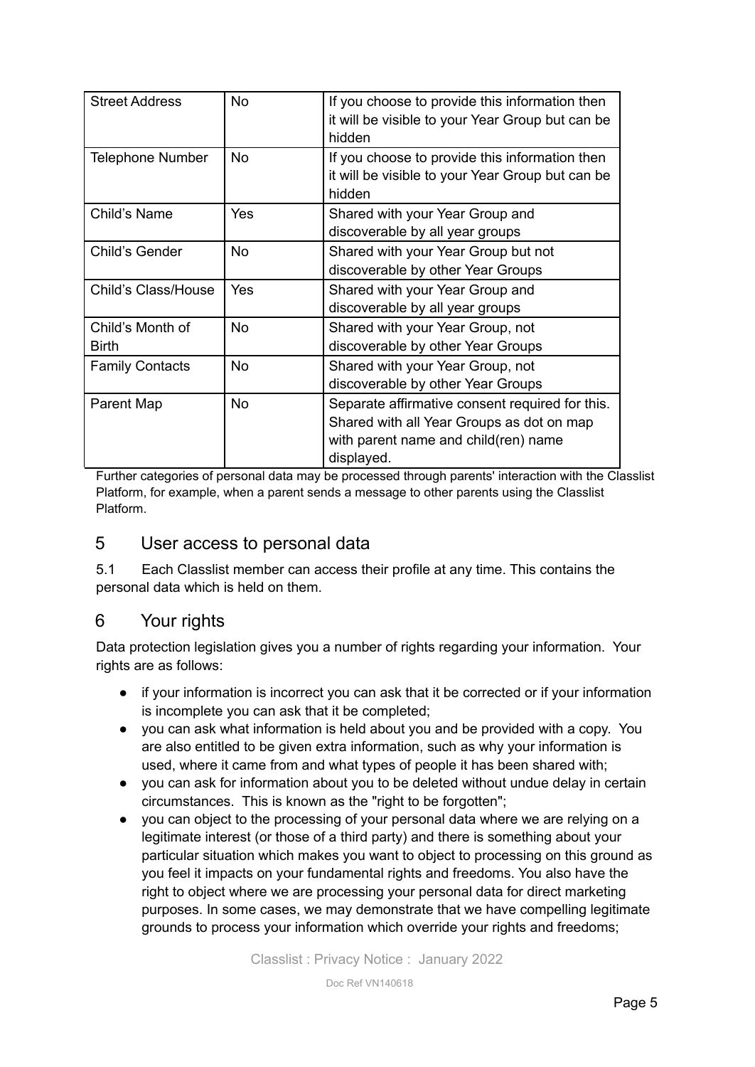| Street Address | No | If you choose to provide this information then it will be visible to your Year Group but can be hidden |
|---|---|---|
| Telephone Number | No | If you choose to provide this information then it will be visible to your Year Group but can be hidden |
| Child's Name | Yes | Shared with your Year Group and discoverable by all year groups |
| Child's Gender | No | Shared with your Year Group but not discoverable by other Year Groups |
| Child's Class/House | Yes | Shared with your Year Group and discoverable by all year groups |
| Child's Month of Birth | No | Shared with your Year Group, not discoverable by other Year Groups |
| Family Contacts | No | Shared with your Year Group, not discoverable by other Year Groups |
| Parent Map | No | Separate affirmative consent required for this. Shared with all Year Groups as dot on map with parent name and child(ren) name displayed. |

Further categories of personal data may be processed through parents' interaction with the Classlist Platform, for example, when a parent sends a message to other parents using the Classlist Platform.

## 5 User access to personal data

5.1 Each Classlist member can access their profile at any time. This contains the personal data which is held on them.

## 6 Your rights

Data protection legislation gives you a number of rights regarding your information. Your rights are as follows:

- if your information is incorrect you can ask that it be corrected or if your information is incomplete you can ask that it be completed;
- you can ask what information is held about you and be provided with a copy. You are also entitled to be given extra information, such as why your information is used, where it came from and what types of people it has been shared with;
- you can ask for information about you to be deleted without undue delay in certain circumstances. This is known as the "right to be forgotten";
- you can object to the processing of your personal data where we are relying on a legitimate interest (or those of a third party) and there is something about your particular situation which makes you want to object to processing on this ground as you feel it impacts on your fundamental rights and freedoms. You also have the right to object where we are processing your personal data for direct marketing purposes. In some cases, we may demonstrate that we have compelling legitimate grounds to process your information which override your rights and freedoms;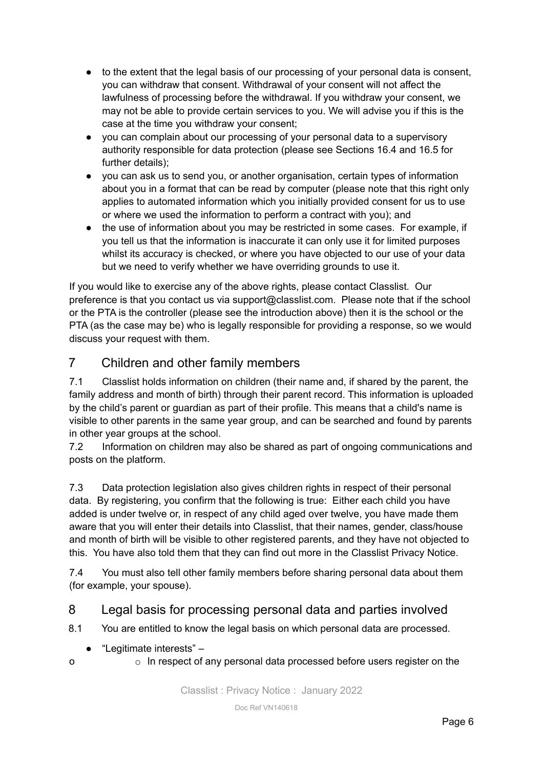- to the extent that the legal basis of our processing of your personal data is consent, you can withdraw that consent. Withdrawal of your consent will not affect the lawfulness of processing before the withdrawal. If you withdraw your consent, we may not be able to provide certain services to you. We will advise you if this is the case at the time you withdraw your consent;
- you can complain about our processing of your personal data to a supervisory authority responsible for data protection (please see Sections 16.4 and 16.5 for further details);
- you can ask us to send you, or another organisation, certain types of information about you in a format that can be read by computer (please note that this right only applies to automated information which you initially provided consent for us to use or where we used the information to perform a contract with you); and
- the use of information about you may be restricted in some cases. For example, if you tell us that the information is inaccurate it can only use it for limited purposes whilst its accuracy is checked, or where you have objected to our use of your data but we need to verify whether we have overriding grounds to use it.

If you would like to exercise any of the above rights, please contact Classlist. Our preference is that you contact us via support@classlist.com. Please note that if the school or the PTA is the controller (please see the introduction above) then it is the school or the PTA (as the case may be) who is legally responsible for providing a response, so we would discuss your request with them.

## 7 Children and other family members

7.1 Classlist holds information on children (their name and, if shared by the parent, the family address and month of birth) through their parent record. This information is uploaded by the child's parent or guardian as part of their profile. This means that a child's name is visible to other parents in the same year group, and can be searched and found by parents in other year groups at the school.

7.2 Information on children may also be shared as part of ongoing communications and posts on the platform.

7.3 Data protection legislation also gives children rights in respect of their personal data. By registering, you confirm that the following is true: Either each child you have added is under twelve or, in respect of any child aged over twelve, you have made them aware that you will enter their details into Classlist, that their names, gender, class/house and month of birth will be visible to other registered parents, and they have not objected to this. You have also told them that they can find out more in the Classlist Privacy Notice.

7.4 You must also tell other family members before sharing personal data about them (for example, your spouse).

## 8 Legal basis for processing personal data and parties involved

8.1 You are entitled to know the legal basis on which personal data are processed.

- "Legitimate interests" –
  - o In respect of any personal data processed before users register on the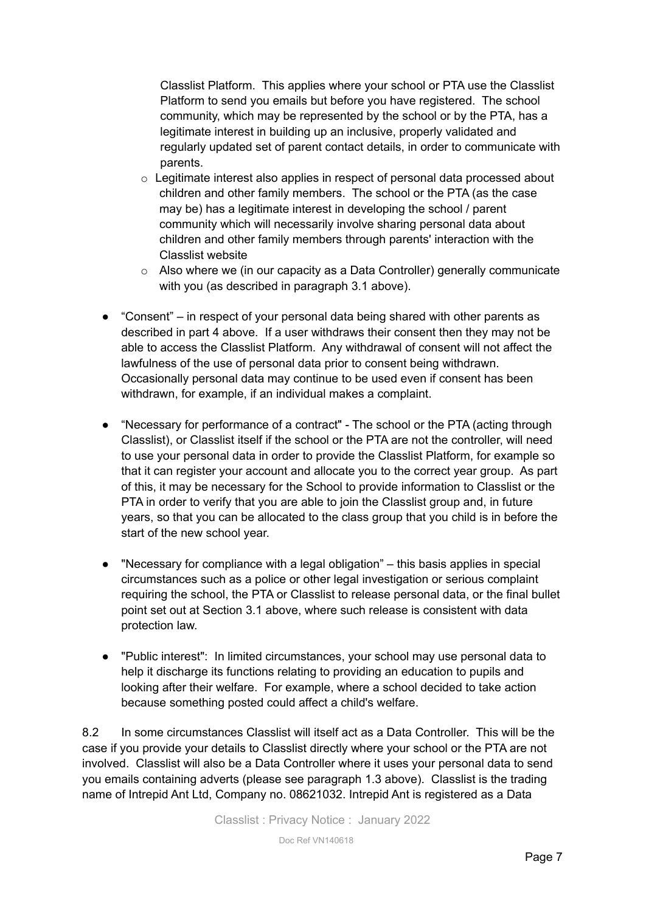Classlist Platform. This applies where your school or PTA use the Classlist Platform to send you emails but before you have registered. The school community, which may be represented by the school or by the PTA, has a legitimate interest in building up an inclusive, properly validated and regularly updated set of parent contact details, in order to communicate with parents.

  - Legitimate interest also applies in respect of personal data processed about children and other family members. The school or the PTA (as the case may be) has a legitimate interest in developing the school / parent community which will necessarily involve sharing personal data about children and other family members through parents' interaction with the Classlist website
  - Also where we (in our capacity as a Data Controller) generally communicate with you (as described in paragraph 3.1 above).

- "Consent" – in respect of your personal data being shared with other parents as described in part 4 above. If a user withdraws their consent then they may not be able to access the Classlist Platform. Any withdrawal of consent will not affect the lawfulness of the use of personal data prior to consent being withdrawn. Occasionally personal data may continue to be used even if consent has been withdrawn, for example, if an individual makes a complaint.

- "Necessary for performance of a contract" - The school or the PTA (acting through Classlist), or Classlist itself if the school or the PTA are not the controller, will need to use your personal data in order to provide the Classlist Platform, for example so that it can register your account and allocate you to the correct year group. As part of this, it may be necessary for the School to provide information to Classlist or the PTA in order to verify that you are able to join the Classlist group and, in future years, so that you can be allocated to the class group that you child is in before the start of the new school year.

- "Necessary for compliance with a legal obligation" – this basis applies in special circumstances such as a police or other legal investigation or serious complaint requiring the school, the PTA or Classlist to release personal data, or the final bullet point set out at Section 3.1 above, where such release is consistent with data protection law.

- "Public interest": In limited circumstances, your school may use personal data to help it discharge its functions relating to providing an education to pupils and looking after their welfare. For example, where a school decided to take action because something posted could affect a child's welfare.

8.2 In some circumstances Classlist will itself act as a Data Controller. This will be the case if you provide your details to Classlist directly where your school or the PTA are not involved. Classlist will also be a Data Controller where it uses your personal data to send you emails containing adverts (please see paragraph 1.3 above). Classlist is the trading name of Intrepid Ant Ltd, Company no. 08621032. Intrepid Ant is registered as a Data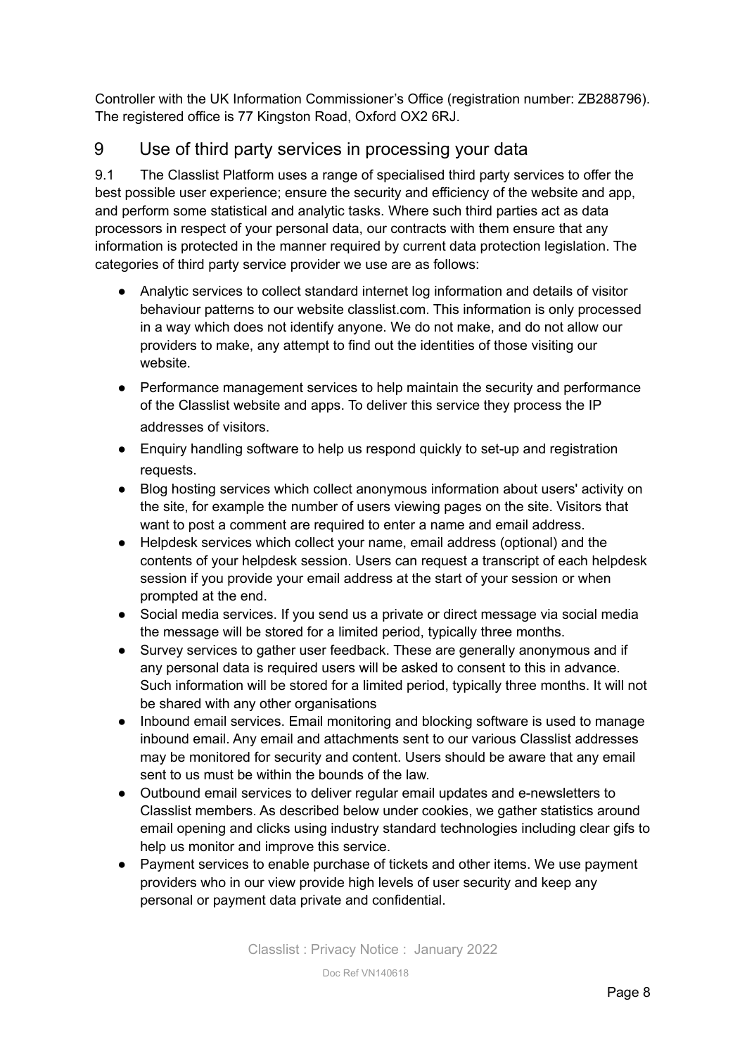Controller with the UK Information Commissioner's Office (registration number: ZB288796). The registered office is 77 Kingston Road, Oxford OX2 6RJ.

## 9 Use of third party services in processing your data

9.1 The Classlist Platform uses a range of specialised third party services to offer the best possible user experience; ensure the security and efficiency of the website and app, and perform some statistical and analytic tasks. Where such third parties act as data processors in respect of your personal data, our contracts with them ensure that any information is protected in the manner required by current data protection legislation. The categories of third party service provider we use are as follows:

- Analytic services to collect standard internet log information and details of visitor behaviour patterns to our website classlist.com. This information is only processed in a way which does not identify anyone. We do not make, and do not allow our providers to make, any attempt to find out the identities of those visiting our website.
- Performance management services to help maintain the security and performance of the Classlist website and apps. To deliver this service they process the IP addresses of visitors.
- Enquiry handling software to help us respond quickly to set-up and registration requests.
- Blog hosting services which collect anonymous information about users' activity on the site, for example the number of users viewing pages on the site. Visitors that want to post a comment are required to enter a name and email address.
- Helpdesk services which collect your name, email address (optional) and the contents of your helpdesk session. Users can request a transcript of each helpdesk session if you provide your email address at the start of your session or when prompted at the end.
- Social media services. If you send us a private or direct message via social media the message will be stored for a limited period, typically three months.
- Survey services to gather user feedback. These are generally anonymous and if any personal data is required users will be asked to consent to this in advance. Such information will be stored for a limited period, typically three months. It will not be shared with any other organisations
- Inbound email services. Email monitoring and blocking software is used to manage inbound email. Any email and attachments sent to our various Classlist addresses may be monitored for security and content. Users should be aware that any email sent to us must be within the bounds of the law.
- Outbound email services to deliver regular email updates and e-newsletters to Classlist members. As described below under cookies, we gather statistics around email opening and clicks using industry standard technologies including clear gifs to help us monitor and improve this service.
- Payment services to enable purchase of tickets and other items. We use payment providers who in our view provide high levels of user security and keep any personal or payment data private and confidential.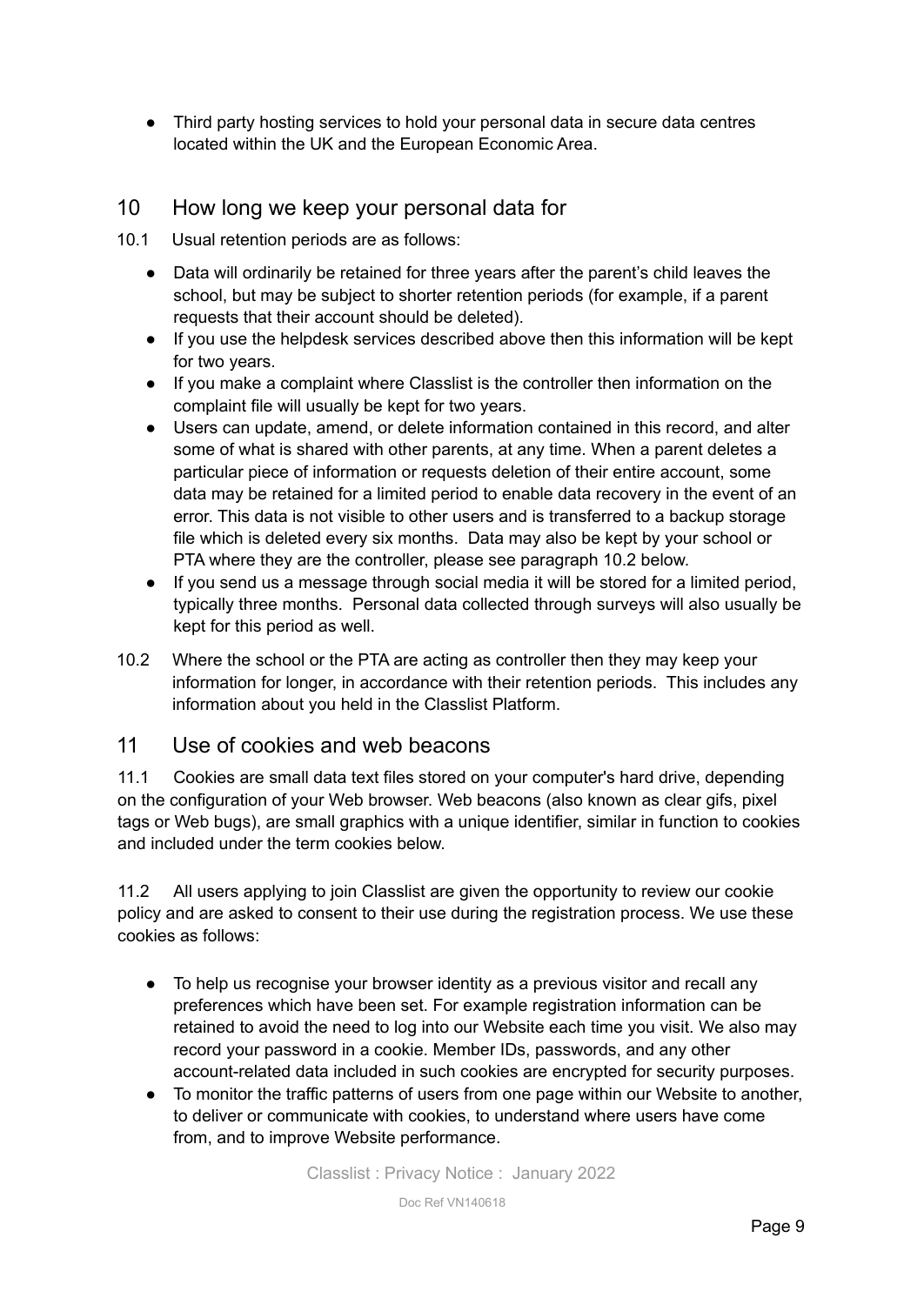- Third party hosting services to hold your personal data in secure data centres located within the UK and the European Economic Area.

## 10 How long we keep your personal data for

10.1 Usual retention periods are as follows:

- Data will ordinarily be retained for three years after the parent's child leaves the school, but may be subject to shorter retention periods (for example, if a parent requests that their account should be deleted).
- If you use the helpdesk services described above then this information will be kept for two years.
- If you make a complaint where Classlist is the controller then information on the complaint file will usually be kept for two years.
- Users can update, amend, or delete information contained in this record, and alter some of what is shared with other parents, at any time. When a parent deletes a particular piece of information or requests deletion of their entire account, some data may be retained for a limited period to enable data recovery in the event of an error. This data is not visible to other users and is transferred to a backup storage file which is deleted every six months. Data may also be kept by your school or PTA where they are the controller, please see paragraph 10.2 below.
- If you send us a message through social media it will be stored for a limited period, typically three months. Personal data collected through surveys will also usually be kept for this period as well.

10.2 Where the school or the PTA are acting as controller then they may keep your information for longer, in accordance with their retention periods. This includes any information about you held in the Classlist Platform.

## 11 Use of cookies and web beacons

11.1 Cookies are small data text files stored on your computer's hard drive, depending on the configuration of your Web browser. Web beacons (also known as clear gifs, pixel tags or Web bugs), are small graphics with a unique identifier, similar in function to cookies and included under the term cookies below.

11.2 All users applying to join Classlist are given the opportunity to review our cookie policy and are asked to consent to their use during the registration process. We use these cookies as follows:

- To help us recognise your browser identity as a previous visitor and recall any preferences which have been set. For example registration information can be retained to avoid the need to log into our Website each time you visit. We also may record your password in a cookie. Member IDs, passwords, and any other account-related data included in such cookies are encrypted for security purposes.
- To monitor the traffic patterns of users from one page within our Website to another, to deliver or communicate with cookies, to understand where users have come from, and to improve Website performance.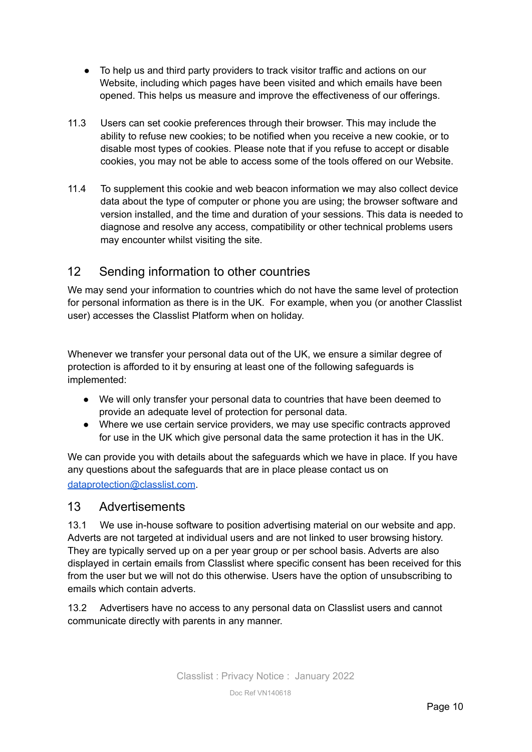- To help us and third party providers to track visitor traffic and actions on our Website, including which pages have been visited and which emails have been opened. This helps us measure and improve the effectiveness of our offerings.

11.3 Users can set cookie preferences through their browser. This may include the ability to refuse new cookies; to be notified when you receive a new cookie, or to disable most types of cookies. Please note that if you refuse to accept or disable cookies, you may not be able to access some of the tools offered on our Website.

11.4 To supplement this cookie and web beacon information we may also collect device data about the type of computer or phone you are using; the browser software and version installed, and the time and duration of your sessions. This data is needed to diagnose and resolve any access, compatibility or other technical problems users may encounter whilst visiting the site.

## 12 Sending information to other countries

We may send your information to countries which do not have the same level of protection for personal information as there is in the UK. For example, when you (or another Classlist user) accesses the Classlist Platform when on holiday.

Whenever we transfer your personal data out of the UK, we ensure a similar degree of protection is afforded to it by ensuring at least one of the following safeguards is implemented:

- We will only transfer your personal data to countries that have been deemed to provide an adequate level of protection for personal data.
- Where we use certain service providers, we may use specific contracts approved for use in the UK which give personal data the same protection it has in the UK.

We can provide you with details about the safeguards which we have in place. If you have any questions about the safeguards that are in place please contact us on [dataprotection@classlist.com](mailto:dataprotection@classlist.com).

## 13 Advertisements

13.1 We use in-house software to position advertising material on our website and app. Adverts are not targeted at individual users and are not linked to user browsing history. They are typically served up on a per year group or per school basis. Adverts are also displayed in certain emails from Classlist where specific consent has been received for this from the user but we will not do this otherwise. Users have the option of unsubscribing to emails which contain adverts.

13.2 Advertisers have no access to any personal data on Classlist users and cannot communicate directly with parents in any manner.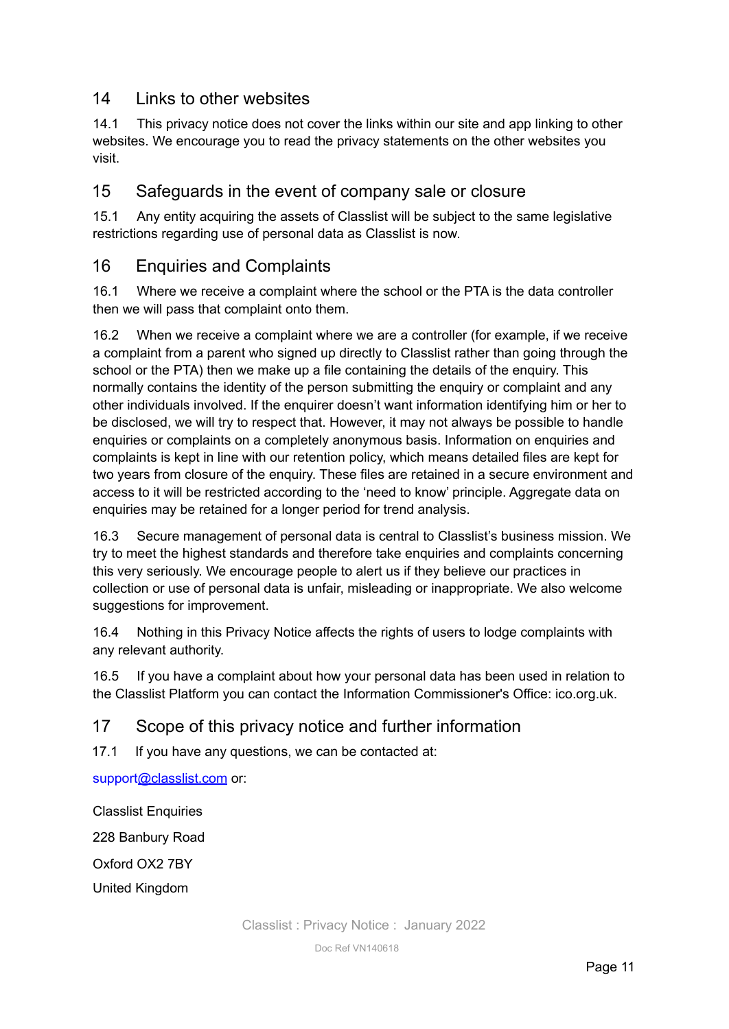## 14 Links to other websites

14.1 This privacy notice does not cover the links within our site and app linking to other websites. We encourage you to read the privacy statements on the other websites you visit.

## 15 Safeguards in the event of company sale or closure

15.1 Any entity acquiring the assets of Classlist will be subject to the same legislative restrictions regarding use of personal data as Classlist is now.

## 16 Enquiries and Complaints

16.1 Where we receive a complaint where the school or the PTA is the data controller then we will pass that complaint onto them.

16.2 When we receive a complaint where we are a controller (for example, if we receive a complaint from a parent who signed up directly to Classlist rather than going through the school or the PTA) then we make up a file containing the details of the enquiry. This normally contains the identity of the person submitting the enquiry or complaint and any other individuals involved. If the enquirer doesn't want information identifying him or her to be disclosed, we will try to respect that. However, it may not always be possible to handle enquiries or complaints on a completely anonymous basis. Information on enquiries and complaints is kept in line with our retention policy, which means detailed files are kept for two years from closure of the enquiry. These files are retained in a secure environment and access to it will be restricted according to the 'need to know' principle. Aggregate data on enquiries may be retained for a longer period for trend analysis.

16.3 Secure management of personal data is central to Classlist's business mission. We try to meet the highest standards and therefore take enquiries and complaints concerning this very seriously. We encourage people to alert us if they believe our practices in collection or use of personal data is unfair, misleading or inappropriate. We also welcome suggestions for improvement.

16.4 Nothing in this Privacy Notice affects the rights of users to lodge complaints with any relevant authority.

16.5 If you have a complaint about how your personal data has been used in relation to the Classlist Platform you can contact the Information Commissioner's Office: ico.org.uk.

## 17 Scope of this privacy notice and further information

17.1 If you have any questions, we can be contacted at:

support@classlist.com or:

Classlist Enquiries

228 Banbury Road

Oxford OX2 7BY

United Kingdom